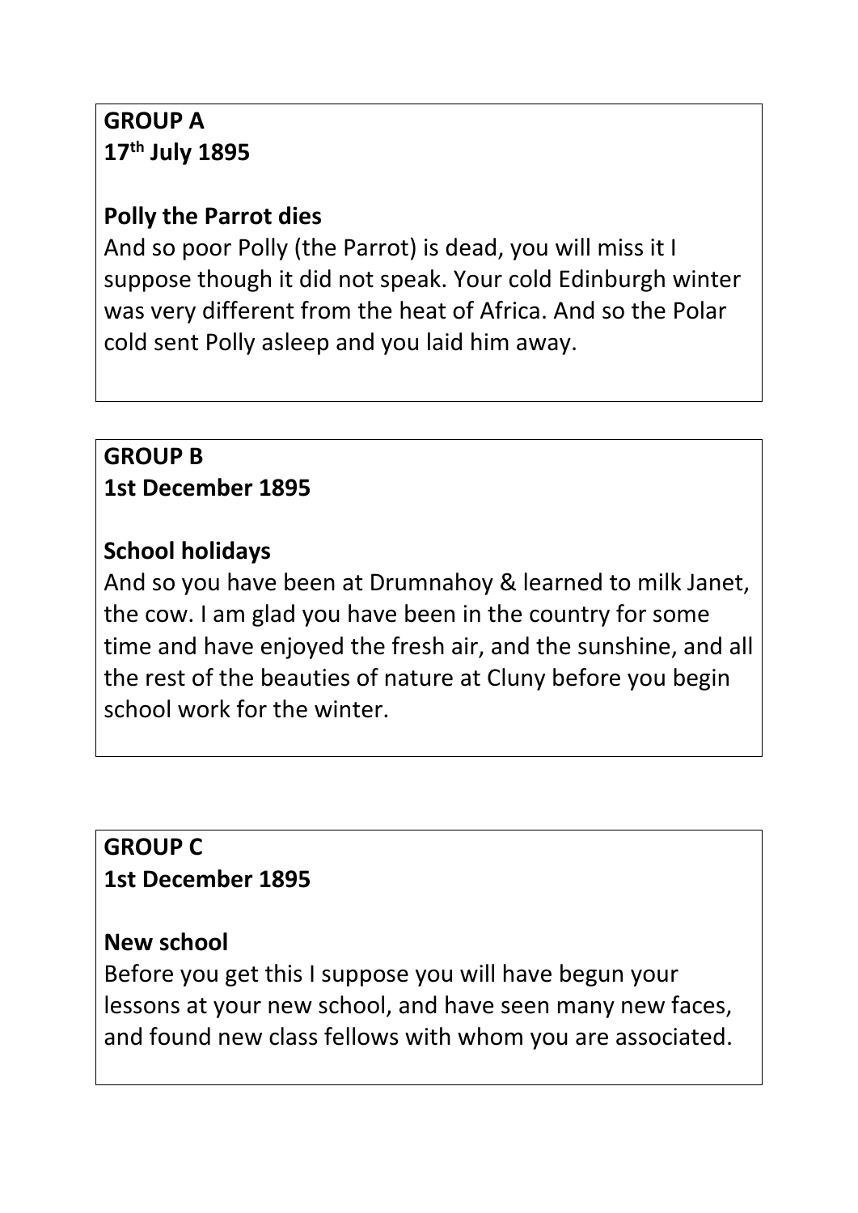**GROUP A**
**17th July 1895**

**Polly the Parrot dies**
And so poor Polly (the Parrot) is dead, you will miss it I suppose though it did not speak. Your cold Edinburgh winter was very different from the heat of Africa. And so the Polar cold sent Polly asleep and you laid him away.

**GROUP B**
**1st December 1895**

**School holidays**
And so you have been at Drumnahoy & learned to milk Janet, the cow. I am glad you have been in the country for some time and have enjoyed the fresh air, and the sunshine, and all the rest of the beauties of nature at Cluny before you begin school work for the winter.

**GROUP C**
**1st December 1895**

**New school**
Before you get this I suppose you will have begun your lessons at your new school, and have seen many new faces, and found new class fellows with whom you are associated.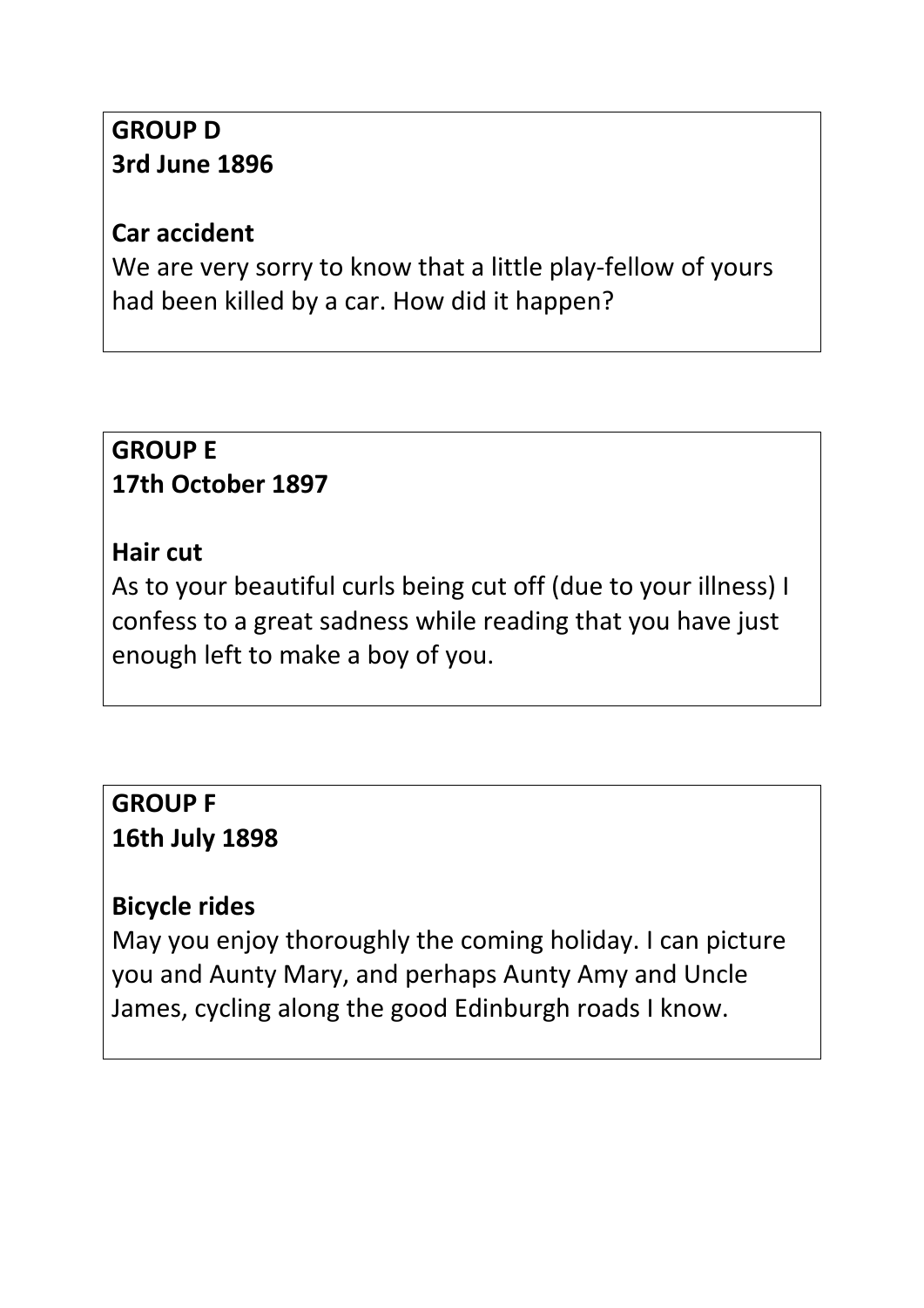**GROUP D**
**3rd June 1896**

**Car accident**
We are very sorry to know that a little play-fellow of yours had been killed by a car. How did it happen?

**GROUP E**
**17th October 1897**

**Hair cut**
As to your beautiful curls being cut off (due to your illness) I confess to a great sadness while reading that you have just enough left to make a boy of you.

**GROUP F**
**16th July 1898**

**Bicycle rides**
May you enjoy thoroughly the coming holiday. I can picture you and Aunty Mary, and perhaps Aunty Amy and Uncle James, cycling along the good Edinburgh roads I know.